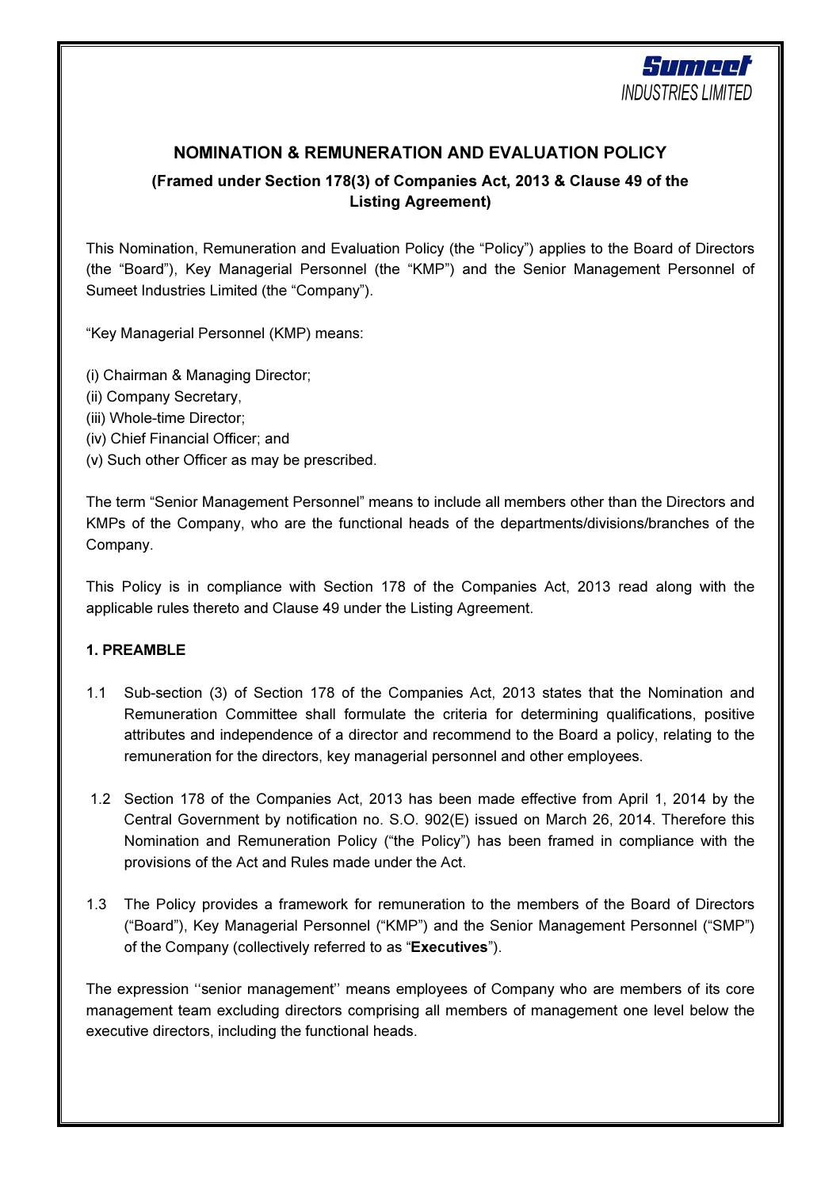Sumeet INDUSTRIES LIMITED

## NOMINATION & REMUNERATION AND EVALUATION POLICY

### (Framed under Section 178(3) of Companies Act, 2013 & Clause 49 of the Listing Agreement)

This Nomination, Remuneration and Evaluation Policy (the "Policy") applies to the Board of Directors (the "Board"), Key Managerial Personnel (the "KMP") and the Senior Management Personnel of Sumeet Industries Limited (the "Company").

"Key Managerial Personnel (KMP) means:

(i) Chairman & Managing Director;
(ii) Company Secretary,
(iii) Whole-time Director;
(iv) Chief Financial Officer; and
(v) Such other Officer as may be prescribed.

The term "Senior Management Personnel" means to include all members other than the Directors and KMPs of the Company, who are the functional heads of the departments/divisions/branches of the Company.

This Policy is in compliance with Section 178 of the Companies Act, 2013 read along with the applicable rules thereto and Clause 49 under the Listing Agreement.

**1. PREAMBLE**

1.1 Sub-section (3) of Section 178 of the Companies Act, 2013 states that the Nomination and Remuneration Committee shall formulate the criteria for determining qualifications, positive attributes and independence of a director and recommend to the Board a policy, relating to the remuneration for the directors, key managerial personnel and other employees.

1.2 Section 178 of the Companies Act, 2013 has been made effective from April 1, 2014 by the Central Government by notification no. S.O. 902(E) issued on March 26, 2014. Therefore this Nomination and Remuneration Policy ("the Policy") has been framed in compliance with the provisions of the Act and Rules made under the Act.

1.3 The Policy provides a framework for remuneration to the members of the Board of Directors ("Board"), Key Managerial Personnel ("KMP") and the Senior Management Personnel ("SMP") of the Company (collectively referred to as "**Executives**").

The expression ''senior management'' means employees of Company who are members of its core management team excluding directors comprising all members of management one level below the executive directors, including the functional heads.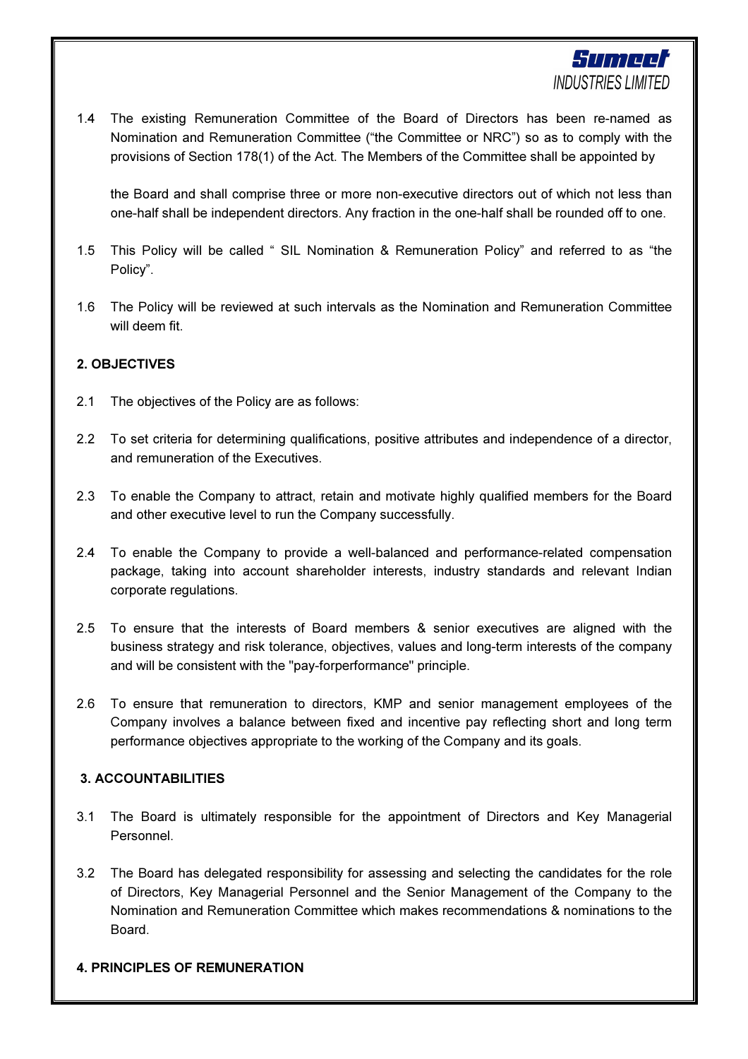1.4 The existing Remuneration Committee of the Board of Directors has been re-named as Nomination and Remuneration Committee ("the Committee or NRC") so as to comply with the provisions of Section 178(1) of the Act. The Members of the Committee shall be appointed by

the Board and shall comprise three or more non-executive directors out of which not less than one-half shall be independent directors. Any fraction in the one-half shall be rounded off to one.

1.5 This Policy will be called " SIL Nomination & Remuneration Policy" and referred to as "the Policy".

1.6 The Policy will be reviewed at such intervals as the Nomination and Remuneration Committee will deem fit.

**2. OBJECTIVES**

2.1 The objectives of the Policy are as follows:

2.2 To set criteria for determining qualifications, positive attributes and independence of a director, and remuneration of the Executives.

2.3 To enable the Company to attract, retain and motivate highly qualified members for the Board and other executive level to run the Company successfully.

2.4 To enable the Company to provide a well-balanced and performance-related compensation package, taking into account shareholder interests, industry standards and relevant Indian corporate regulations.

2.5 To ensure that the interests of Board members & senior executives are aligned with the business strategy and risk tolerance, objectives, values and long-term interests of the company and will be consistent with the "pay-forperformance" principle.

2.6 To ensure that remuneration to directors, KMP and senior management employees of the Company involves a balance between fixed and incentive pay reflecting short and long term performance objectives appropriate to the working of the Company and its goals.

**3. ACCOUNTABILITIES**

3.1 The Board is ultimately responsible for the appointment of Directors and Key Managerial Personnel.

3.2 The Board has delegated responsibility for assessing and selecting the candidates for the role of Directors, Key Managerial Personnel and the Senior Management of the Company to the Nomination and Remuneration Committee which makes recommendations & nominations to the Board.

**4. PRINCIPLES OF REMUNERATION**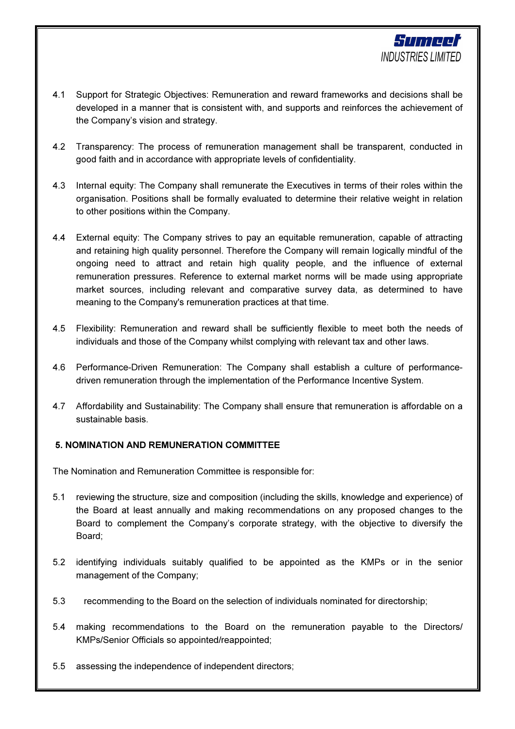4.1 Support for Strategic Objectives: Remuneration and reward frameworks and decisions shall be developed in a manner that is consistent with, and supports and reinforces the achievement of the Company's vision and strategy.

4.2 Transparency: The process of remuneration management shall be transparent, conducted in good faith and in accordance with appropriate levels of confidentiality.

4.3 Internal equity: The Company shall remunerate the Executives in terms of their roles within the organisation. Positions shall be formally evaluated to determine their relative weight in relation to other positions within the Company.

4.4 External equity: The Company strives to pay an equitable remuneration, capable of attracting and retaining high quality personnel. Therefore the Company will remain logically mindful of the ongoing need to attract and retain high quality people, and the influence of external remuneration pressures. Reference to external market norms will be made using appropriate market sources, including relevant and comparative survey data, as determined to have meaning to the Company's remuneration practices at that time.

4.5 Flexibility: Remuneration and reward shall be sufficiently flexible to meet both the needs of individuals and those of the Company whilst complying with relevant tax and other laws.

4.6 Performance-Driven Remuneration: The Company shall establish a culture of performance-driven remuneration through the implementation of the Performance Incentive System.

4.7 Affordability and Sustainability: The Company shall ensure that remuneration is affordable on a sustainable basis.

## 5. NOMINATION AND REMUNERATION COMMITTEE

The Nomination and Remuneration Committee is responsible for:

5.1 reviewing the structure, size and composition (including the skills, knowledge and experience) of the Board at least annually and making recommendations on any proposed changes to the Board to complement the Company's corporate strategy, with the objective to diversify the Board;

5.2 identifying individuals suitably qualified to be appointed as the KMPs or in the senior management of the Company;

5.3 recommending to the Board on the selection of individuals nominated for directorship;

5.4 making recommendations to the Board on the remuneration payable to the Directors/ KMPs/Senior Officials so appointed/reappointed;

5.5 assessing the independence of independent directors;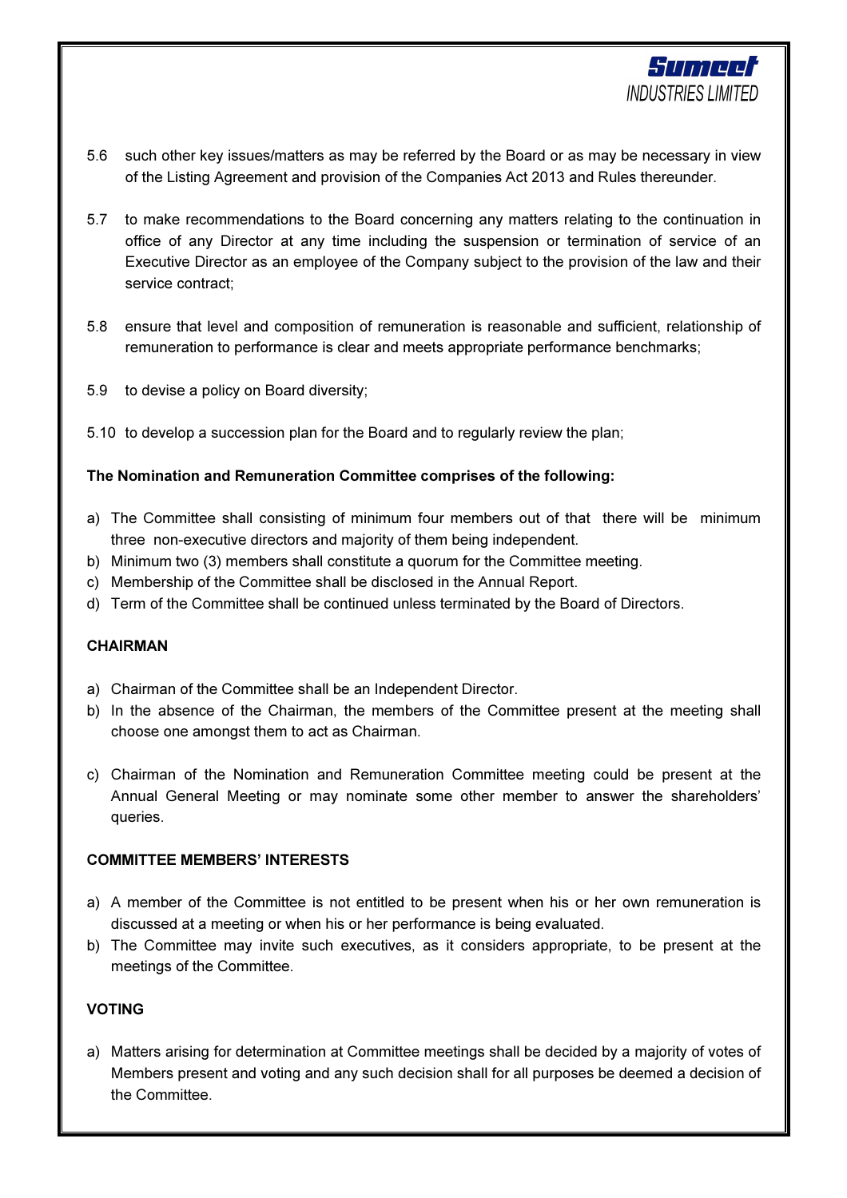5.6 such other key issues/matters as may be referred by the Board or as may be necessary in view of the Listing Agreement and provision of the Companies Act 2013 and Rules thereunder.

5.7 to make recommendations to the Board concerning any matters relating to the continuation in office of any Director at any time including the suspension or termination of service of an Executive Director as an employee of the Company subject to the provision of the law and their service contract;

5.8 ensure that level and composition of remuneration is reasonable and sufficient, relationship of remuneration to performance is clear and meets appropriate performance benchmarks;

5.9 to devise a policy on Board diversity;

5.10 to develop a succession plan for the Board and to regularly review the plan;

**The Nomination and Remuneration Committee comprises of the following:**

a) The Committee shall consisting of minimum four members out of that there will be minimum three non-executive directors and majority of them being independent.
b) Minimum two (3) members shall constitute a quorum for the Committee meeting.
c) Membership of the Committee shall be disclosed in the Annual Report.
d) Term of the Committee shall be continued unless terminated by the Board of Directors.

**CHAIRMAN**

a) Chairman of the Committee shall be an Independent Director.
b) In the absence of the Chairman, the members of the Committee present at the meeting shall choose one amongst them to act as Chairman.
c) Chairman of the Nomination and Remuneration Committee meeting could be present at the Annual General Meeting or may nominate some other member to answer the shareholders' queries.

**COMMITTEE MEMBERS' INTERESTS**

a) A member of the Committee is not entitled to be present when his or her own remuneration is discussed at a meeting or when his or her performance is being evaluated.
b) The Committee may invite such executives, as it considers appropriate, to be present at the meetings of the Committee.

**VOTING**

a) Matters arising for determination at Committee meetings shall be decided by a majority of votes of Members present and voting and any such decision shall for all purposes be deemed a decision of the Committee.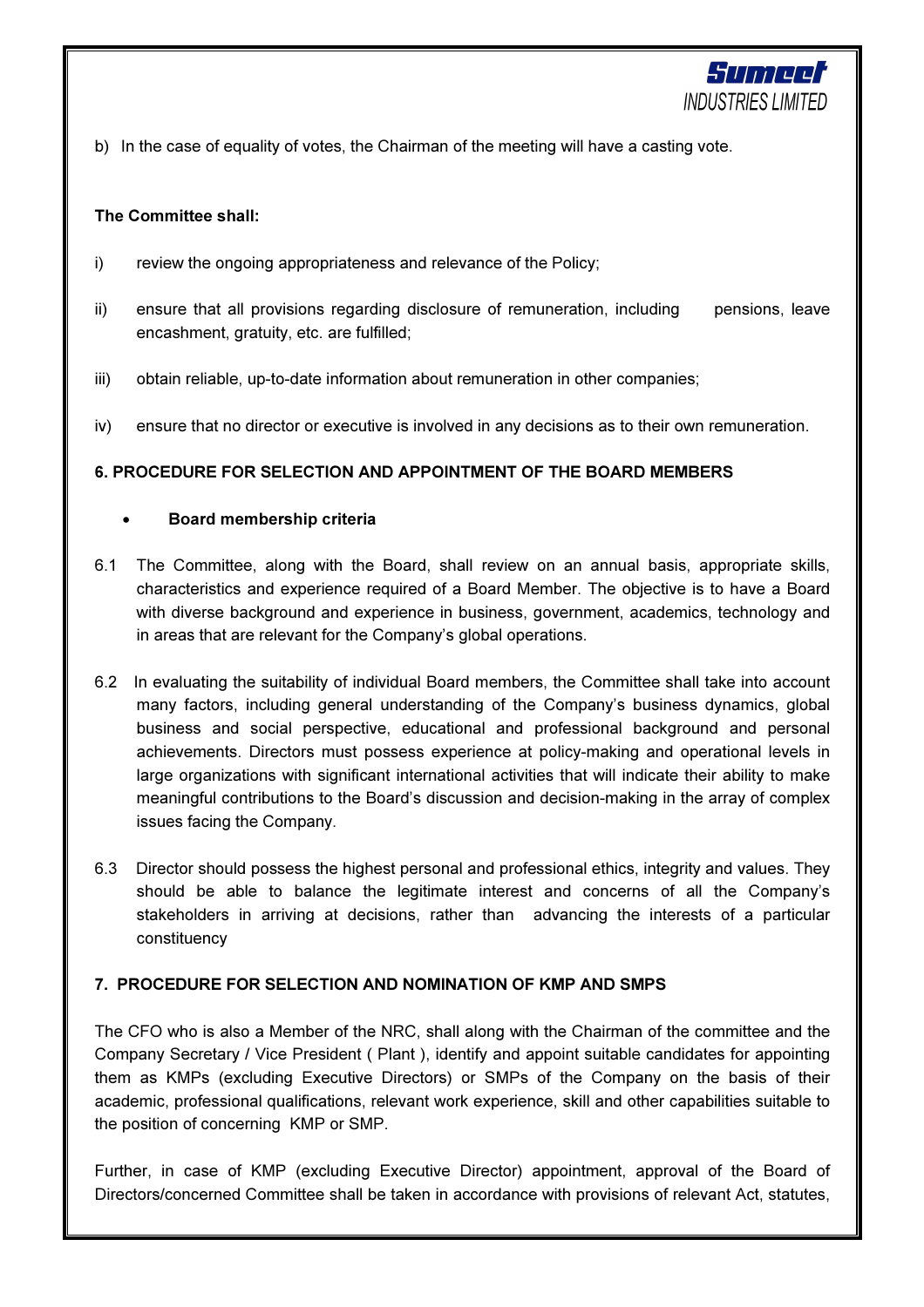b) In the case of equality of votes, the Chairman of the meeting will have a casting vote.

**The Committee shall:**

i) review the ongoing appropriateness and relevance of the Policy;

ii) ensure that all provisions regarding disclosure of remuneration, including pensions, leave encashment, gratuity, etc. are fulfilled;

iii) obtain reliable, up-to-date information about remuneration in other companies;

iv) ensure that no director or executive is involved in any decisions as to their own remuneration.

**6. PROCEDURE FOR SELECTION AND APPOINTMENT OF THE BOARD MEMBERS**

- **Board membership criteria**

6.1 The Committee, along with the Board, shall review on an annual basis, appropriate skills, characteristics and experience required of a Board Member. The objective is to have a Board with diverse background and experience in business, government, academics, technology and in areas that are relevant for the Company's global operations.

6.2 In evaluating the suitability of individual Board members, the Committee shall take into account many factors, including general understanding of the Company's business dynamics, global business and social perspective, educational and professional background and personal achievements. Directors must possess experience at policy-making and operational levels in large organizations with significant international activities that will indicate their ability to make meaningful contributions to the Board's discussion and decision-making in the array of complex issues facing the Company.

6.3 Director should possess the highest personal and professional ethics, integrity and values. They should be able to balance the legitimate interest and concerns of all the Company's stakeholders in arriving at decisions, rather than advancing the interests of a particular constituency

**7. PROCEDURE FOR SELECTION AND NOMINATION OF KMP AND SMPS**

The CFO who is also a Member of the NRC, shall along with the Chairman of the committee and the Company Secretary / Vice President ( Plant ), identify and appoint suitable candidates for appointing them as KMPs (excluding Executive Directors) or SMPs of the Company on the basis of their academic, professional qualifications, relevant work experience, skill and other capabilities suitable to the position of concerning KMP or SMP.

Further, in case of KMP (excluding Executive Director) appointment, approval of the Board of Directors/concerned Committee shall be taken in accordance with provisions of relevant Act, statutes,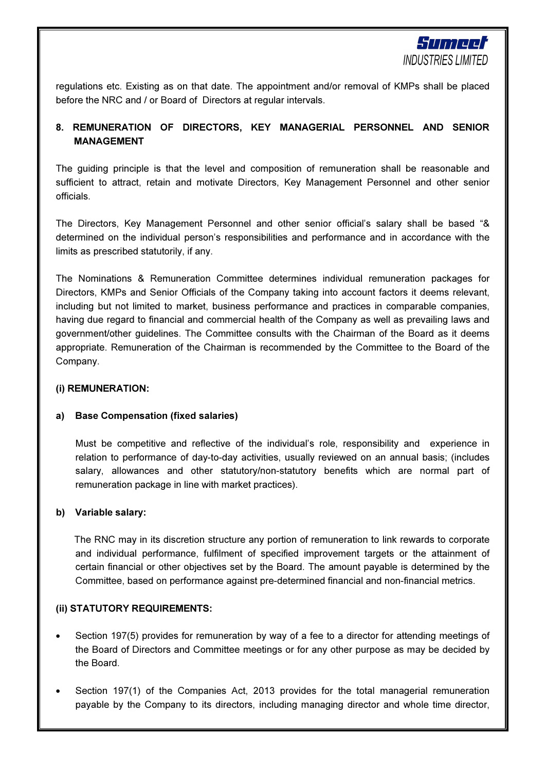regulations etc. Existing as on that date. The appointment and/or removal of KMPs shall be placed before the NRC and / or Board of Directors at regular intervals.

## 8. REMUNERATION OF DIRECTORS, KEY MANAGERIAL PERSONNEL AND SENIOR MANAGEMENT

The guiding principle is that the level and composition of remuneration shall be reasonable and sufficient to attract, retain and motivate Directors, Key Management Personnel and other senior officials.

The Directors, Key Management Personnel and other senior official's salary shall be based "& determined on the individual person's responsibilities and performance and in accordance with the limits as prescribed statutorily, if any.

The Nominations & Remuneration Committee determines individual remuneration packages for Directors, KMPs and Senior Officials of the Company taking into account factors it deems relevant, including but not limited to market, business performance and practices in comparable companies, having due regard to financial and commercial health of the Company as well as prevailing laws and government/other guidelines. The Committee consults with the Chairman of the Board as it deems appropriate. Remuneration of the Chairman is recommended by the Committee to the Board of the Company.

### (i) REMUNERATION:

**a) Base Compensation (fixed salaries)**

Must be competitive and reflective of the individual's role, responsibility and experience in relation to performance of day-to-day activities, usually reviewed on an annual basis; (includes salary, allowances and other statutory/non-statutory benefits which are normal part of remuneration package in line with market practices).

**b) Variable salary:**

The RNC may in its discretion structure any portion of remuneration to link rewards to corporate and individual performance, fulfilment of specified improvement targets or the attainment of certain financial or other objectives set by the Board. The amount payable is determined by the Committee, based on performance against pre-determined financial and non-financial metrics.

### (ii) STATUTORY REQUIREMENTS:

- Section 197(5) provides for remuneration by way of a fee to a director for attending meetings of the Board of Directors and Committee meetings or for any other purpose as may be decided by the Board.
- Section 197(1) of the Companies Act, 2013 provides for the total managerial remuneration payable by the Company to its directors, including managing director and whole time director,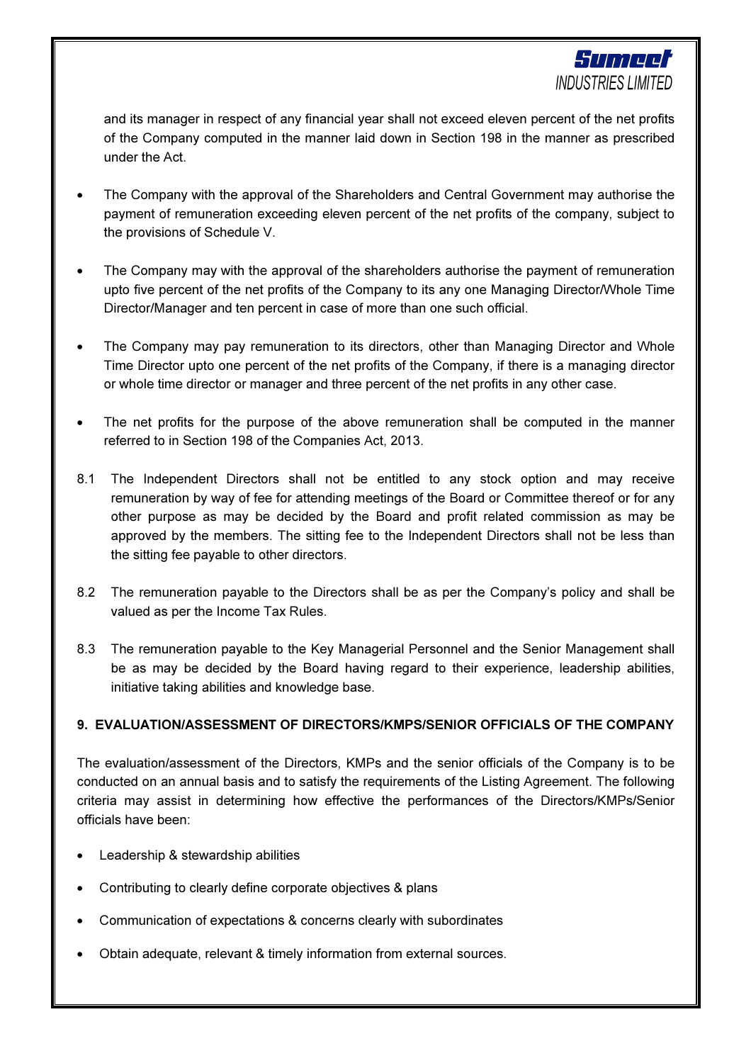and its manager in respect of any financial year shall not exceed eleven percent of the net profits of the Company computed in the manner laid down in Section 198 in the manner as prescribed under the Act.

- The Company with the approval of the Shareholders and Central Government may authorise the payment of remuneration exceeding eleven percent of the net profits of the company, subject to the provisions of Schedule V.

- The Company may with the approval of the shareholders authorise the payment of remuneration upto five percent of the net profits of the Company to its any one Managing Director/Whole Time Director/Manager and ten percent in case of more than one such official.

- The Company may pay remuneration to its directors, other than Managing Director and Whole Time Director upto one percent of the net profits of the Company, if there is a managing director or whole time director or manager and three percent of the net profits in any other case.

- The net profits for the purpose of the above remuneration shall be computed in the manner referred to in Section 198 of the Companies Act, 2013.

8.1 The Independent Directors shall not be entitled to any stock option and may receive remuneration by way of fee for attending meetings of the Board or Committee thereof or for any other purpose as may be decided by the Board and profit related commission as may be approved by the members. The sitting fee to the Independent Directors shall not be less than the sitting fee payable to other directors.

8.2 The remuneration payable to the Directors shall be as per the Company's policy and shall be valued as per the Income Tax Rules.

8.3 The remuneration payable to the Key Managerial Personnel and the Senior Management shall be as may be decided by the Board having regard to their experience, leadership abilities, initiative taking abilities and knowledge base.

## 9. EVALUATION/ASSESSMENT OF DIRECTORS/KMPS/SENIOR OFFICIALS OF THE COMPANY

The evaluation/assessment of the Directors, KMPs and the senior officials of the Company is to be conducted on an annual basis and to satisfy the requirements of the Listing Agreement. The following criteria may assist in determining how effective the performances of the Directors/KMPs/Senior officials have been:

- Leadership & stewardship abilities
- Contributing to clearly define corporate objectives & plans
- Communication of expectations & concerns clearly with subordinates
- Obtain adequate, relevant & timely information from external sources.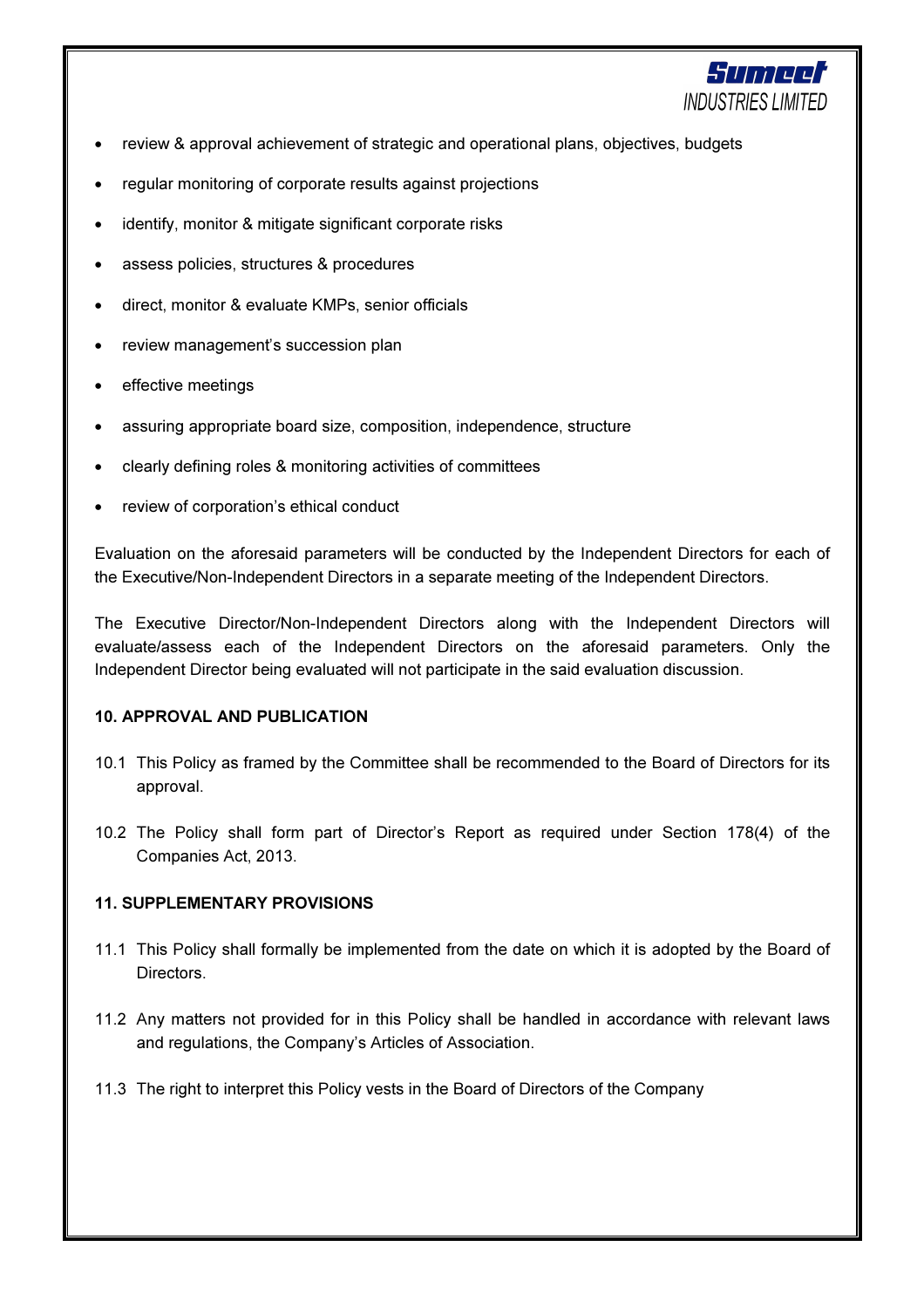- review & approval achievement of strategic and operational plans, objectives, budgets
- regular monitoring of corporate results against projections
- identify, monitor & mitigate significant corporate risks
- assess policies, structures & procedures
- direct, monitor & evaluate KMPs, senior officials
- review management's succession plan
- effective meetings
- assuring appropriate board size, composition, independence, structure
- clearly defining roles & monitoring activities of committees
- review of corporation's ethical conduct

Evaluation on the aforesaid parameters will be conducted by the Independent Directors for each of the Executive/Non-Independent Directors in a separate meeting of the Independent Directors.

The Executive Director/Non-Independent Directors along with the Independent Directors will evaluate/assess each of the Independent Directors on the aforesaid parameters. Only the Independent Director being evaluated will not participate in the said evaluation discussion.

**10. APPROVAL AND PUBLICATION**

10.1 This Policy as framed by the Committee shall be recommended to the Board of Directors for its approval.

10.2 The Policy shall form part of Director's Report as required under Section 178(4) of the Companies Act, 2013.

**11. SUPPLEMENTARY PROVISIONS**

11.1 This Policy shall formally be implemented from the date on which it is adopted by the Board of Directors.

11.2 Any matters not provided for in this Policy shall be handled in accordance with relevant laws and regulations, the Company's Articles of Association.

11.3 The right to interpret this Policy vests in the Board of Directors of the Company